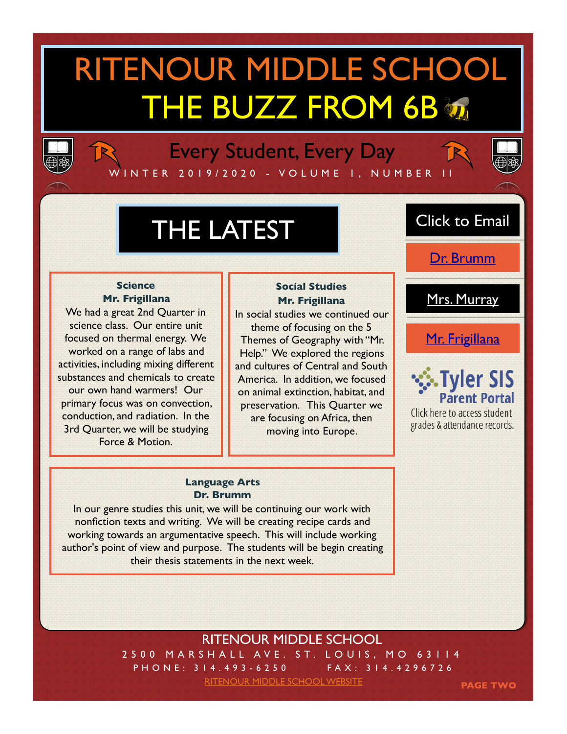# RITENOUR MIDDLE SCHOOL

# THE BUZZ FROM 6B

## Every Student, Every Day

WINTER 2019/2020 - VOLUME I, NUMBER II

## THE LATEST

**Science**
**Mr. Frigillana**

We had a great 2nd Quarter in science class. Our entire unit focused on thermal energy. We worked on a range of labs and activities, including mixing different substances and chemicals to create our own hand warmers! Our primary focus was on convection, conduction, and radiation. In the 3rd Quarter, we will be studying Force & Motion.

**Social Studies**
**Mr. Frigillana**

In social studies we continued our theme of focusing on the 5 Themes of Geography with "Mr. Help." We explored the regions and cultures of Central and South America. In addition, we focused on animal extinction, habitat, and preservation. This Quarter we are focusing on Africa, then moving into Europe.

**Language Arts**
**Dr. Brumm**

In our genre studies this unit, we will be continuing our work with nonfiction texts and writing. We will be creating recipe cards and working towards an argumentative speech. This will include working author's point of view and purpose. The students will be begin creating their thesis statements in the next week.

**Click to Email**

- Dr. Brumm
- Mrs. Murray
- Mr. Frigillana

**Tyler SIS Parent Portal**
Click here to access student grades & attendance records.

RITENOUR MIDDLE SCHOOL
2500 MARSHALL AVE. ST. LOUIS, MO 63114
PHONE: 314.493-6250 FAX: 314.4296726
RITENOUR MIDDLE SCHOOL WEBSITE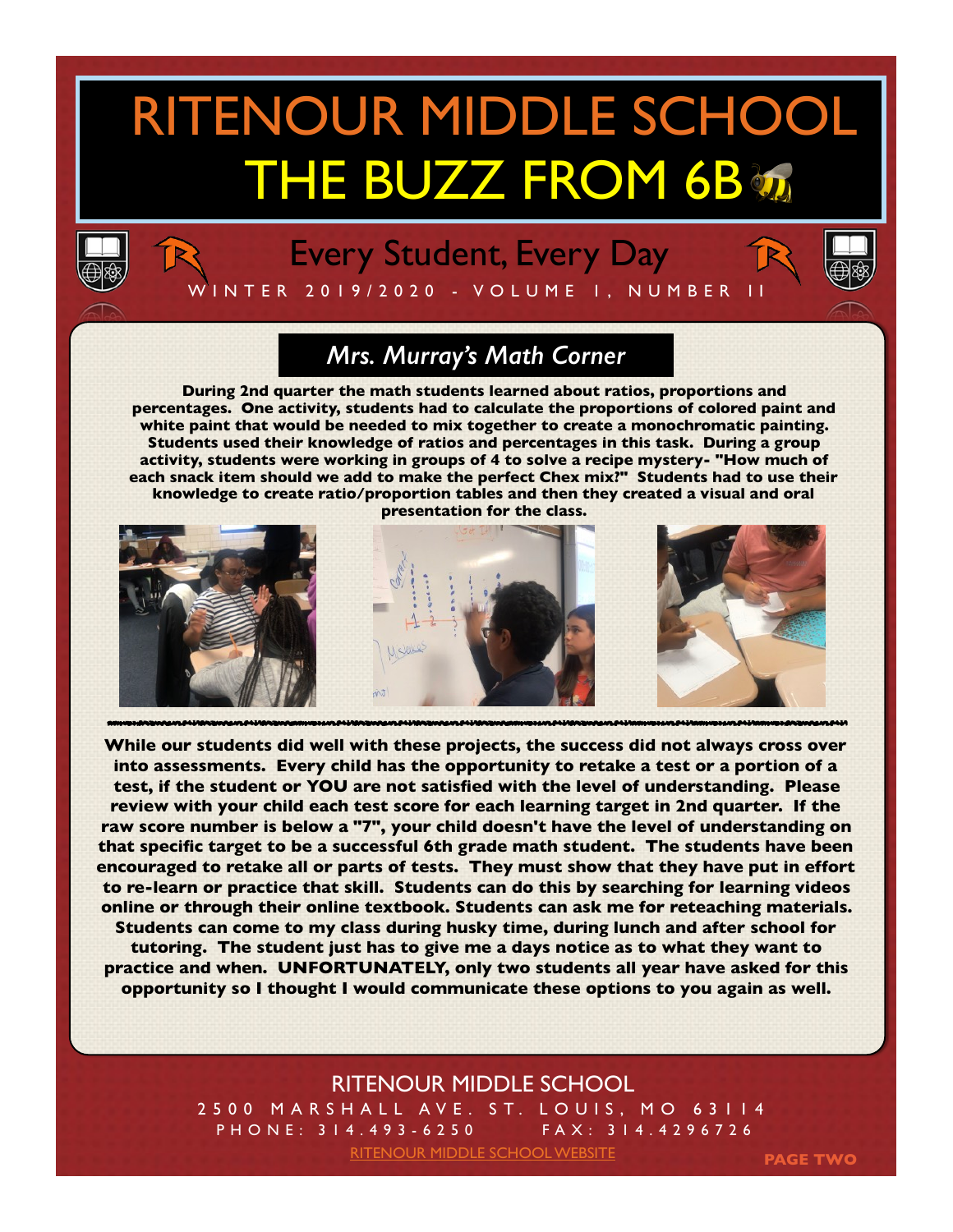# RITENOUR MIDDLE SCHOOL
# THE BUZZ FROM 6B

## Every Student, Every Day

WINTER 2019/2020 - VOLUME I, NUMBER II

### *Mrs. Murray's Math Corner*

**During 2nd quarter the math students learned about ratios, proportions and percentages. One activity, students had to calculate the proportions of colored paint and white paint that would be needed to mix together to create a monochromatic painting. Students used their knowledge of ratios and percentages in this task. During a group activity, students were working in groups of 4 to solve a recipe mystery- "How much of each snack item should we add to make the perfect Chex mix?" Students had to use their knowledge to create ratio/proportion tables and then they created a visual and oral presentation for the class.**

**While our students did well with these projects, the success did not always cross over into assessments. Every child has the opportunity to retake a test or a portion of a test, if the student or YOU are not satisfied with the level of understanding. Please review with your child each test score for each learning target in 2nd quarter. If the raw score number is below a "7", your child doesn't have the level of understanding on that specific target to be a successful 6th grade math student. The students have been encouraged to retake all or parts of tests. They must show that they have put in effort to re-learn or practice that skill. Students can do this by searching for learning videos online or through their online textbook. Students can ask me for reteaching materials. Students can come to my class during husky time, during lunch and after school for tutoring. The student just has to give me a days notice as to what they want to practice and when. UNFORTUNATELY, only two students all year have asked for this opportunity so I thought I would communicate these options to you again as well.**

RITENOUR MIDDLE SCHOOL
2500 MARSHALL AVE. ST. LOUIS, MO 63114
PHONE: 314.493-6250 FAX: 314.4296726
RITENOUR MIDDLE SCHOOL WEBSITE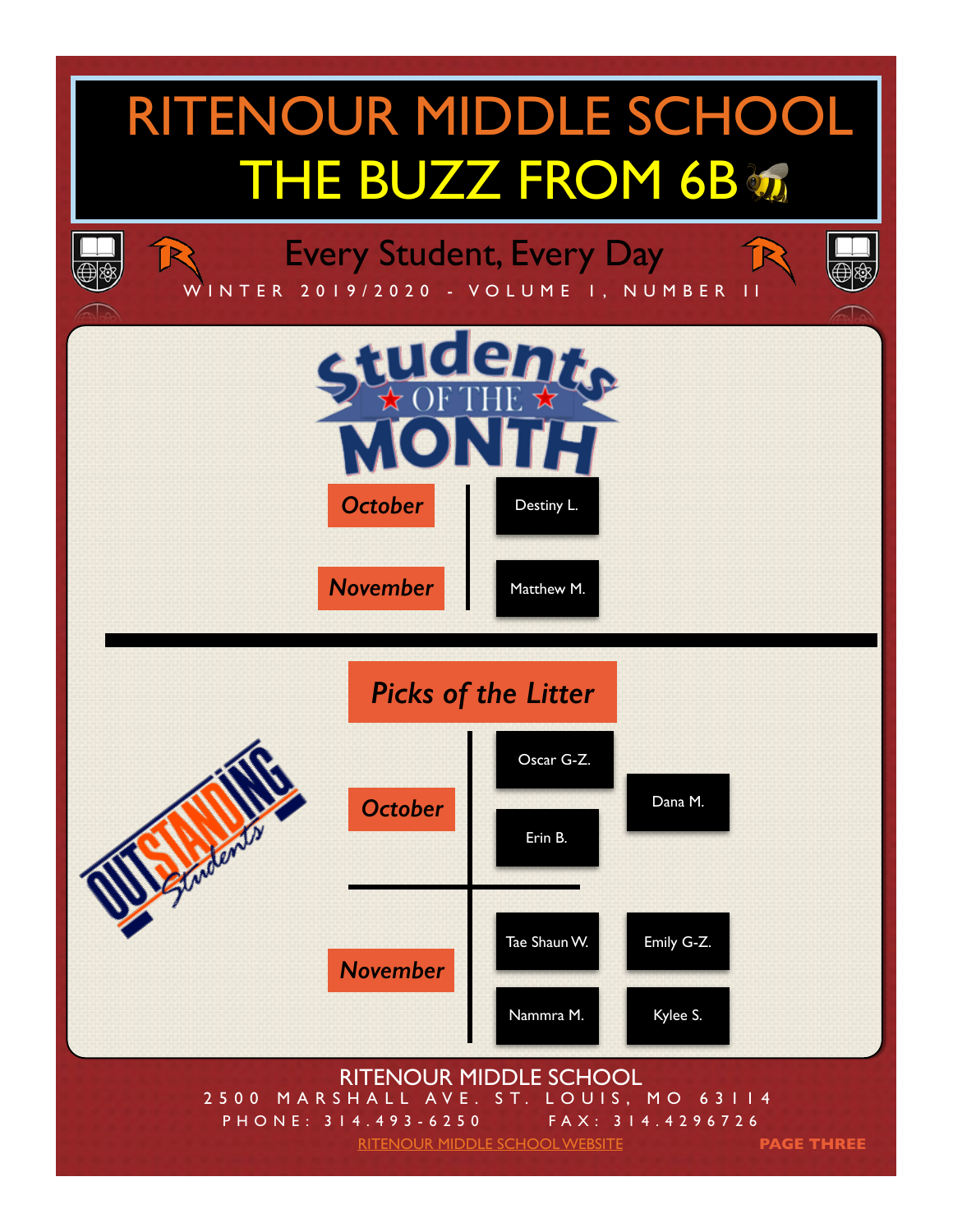# RITENOUR MIDDLE SCHOOL

## THE BUZZ FROM 6B

Every Student, Every Day

WINTER 2019/2020 - VOLUME I, NUMBER II

## Students of the Month

| | |
|---|---|
| **October** | Destiny L. |
| **November** | Matthew M. |

## Picks of the Litter

OUTSTANDING Students

| | | |
|---|---|---|
| **October** | Oscar G-Z. | Dana M. |
| | Erin B. | |
| **November** | Tae Shaun W. | Emily G-Z. |
| | Nammra M. | Kylee S. |

RITENOUR MIDDLE SCHOOL

2500 MARSHALL AVE. ST. LOUIS, MO 63114

PHONE: 314.493-6250 FAX: 314.4296726

RITENOUR MIDDLE SCHOOL WEBSITE